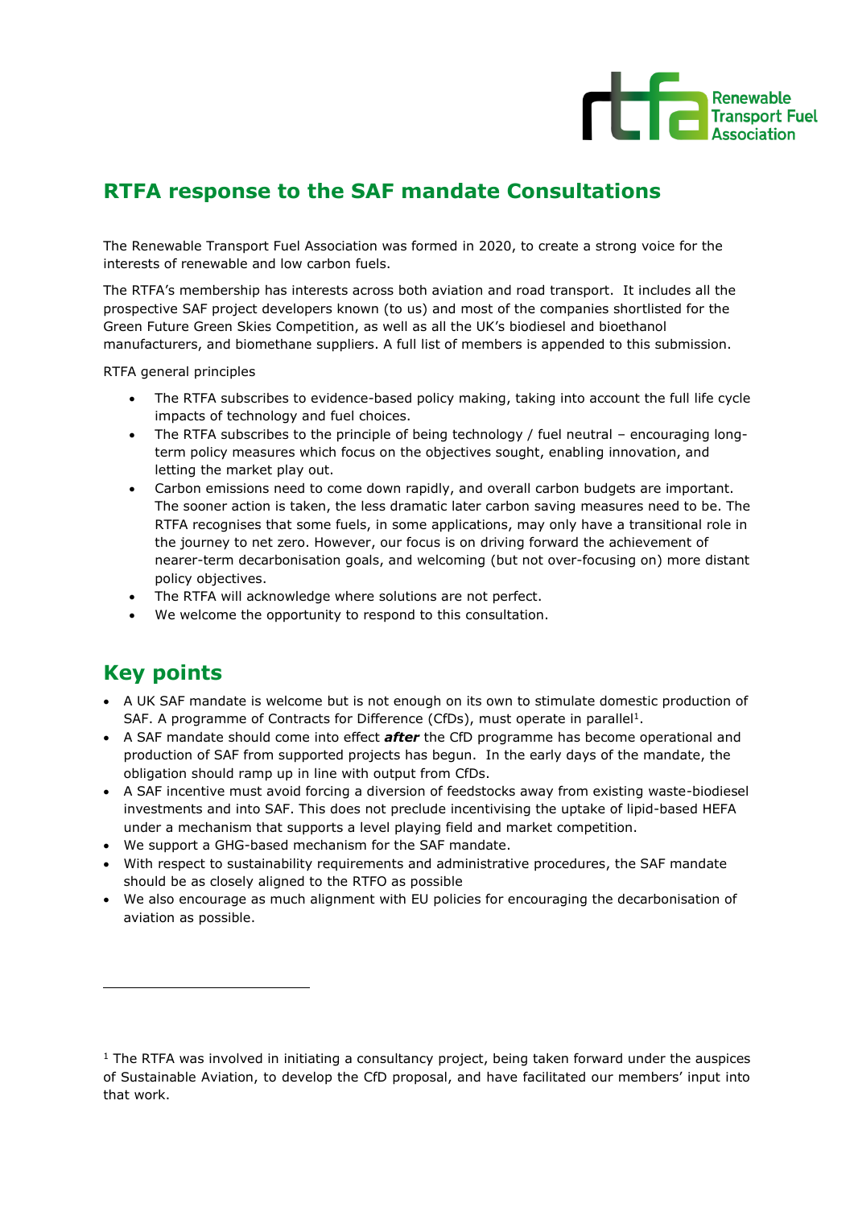# RTFA response to the SAF mandate Consultations

The Renewable Transport Fuel Association was formed in 2020, to create a strong voice for the interests of renewable and low carbon fuels.

The RTFA's membership has interests across both aviation and road transport. It includes all the prospective SAF project developers known (to us) and most of the companies shortlisted for the Green Future Green Skies Competition, as well as all the UK's biodiesel and bioethanol manufacturers, and biomethane suppliers. A full list of members is appended to this submission.

RTFA general principles

- The RTFA subscribes to evidence-based policy making, taking into account the full life cycle impacts of technology and fuel choices.
- The RTFA subscribes to the principle of being technology / fuel neutral – encouraging long-term policy measures which focus on the objectives sought, enabling innovation, and letting the market play out.
- Carbon emissions need to come down rapidly, and overall carbon budgets are important. The sooner action is taken, the less dramatic later carbon saving measures need to be. The RTFA recognises that some fuels, in some applications, may only have a transitional role in the journey to net zero. However, our focus is on driving forward the achievement of nearer-term decarbonisation goals, and welcoming (but not over-focusing on) more distant policy objectives.
- The RTFA will acknowledge where solutions are not perfect.
- We welcome the opportunity to respond to this consultation.

## Key points

- A UK SAF mandate is welcome but is not enough on its own to stimulate domestic production of SAF. A programme of Contracts for Difference (CfDs), must operate in parallel[1].
- A SAF mandate should come into effect ***after*** the CfD programme has become operational and production of SAF from supported projects has begun. In the early days of the mandate, the obligation should ramp up in line with output from CfDs.
- A SAF incentive must avoid forcing a diversion of feedstocks away from existing waste-biodiesel investments and into SAF. This does not preclude incentivising the uptake of lipid-based HEFA under a mechanism that supports a level playing field and market competition.
- We support a GHG-based mechanism for the SAF mandate.
- With respect to sustainability requirements and administrative procedures, the SAF mandate should be as closely aligned to the RTFO as possible
- We also encourage as much alignment with EU policies for encouraging the decarbonisation of aviation as possible.

[1] The RTFA was involved in initiating a consultancy project, being taken forward under the auspices of Sustainable Aviation, to develop the CfD proposal, and have facilitated our members' input into that work.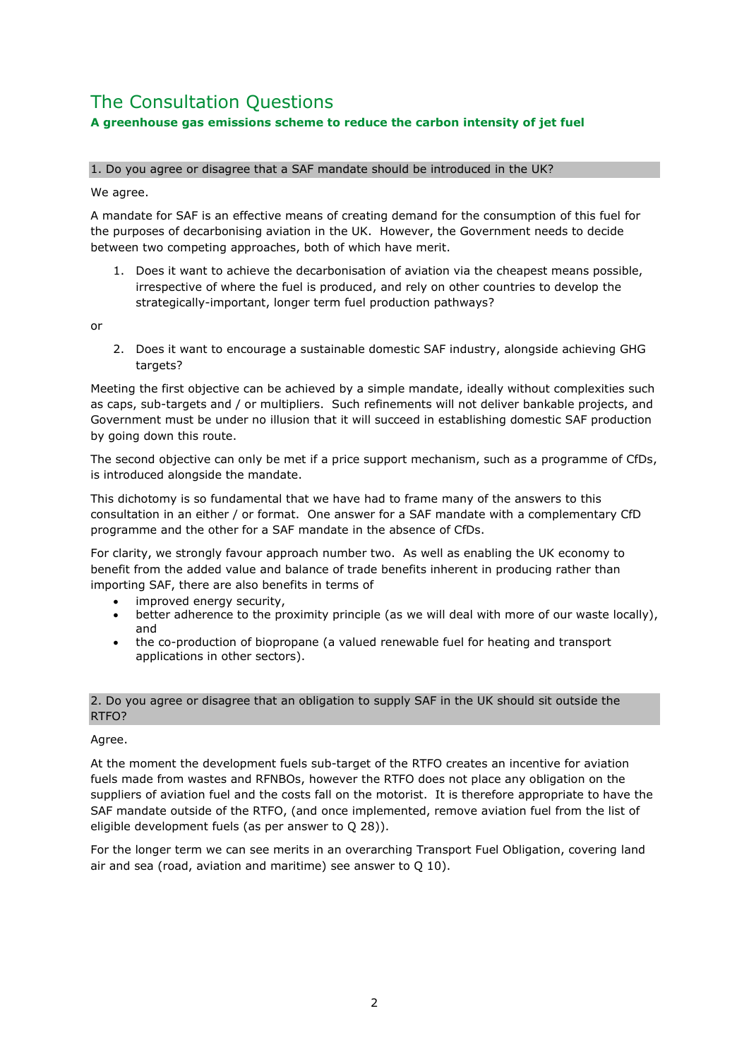# The Consultation Questions

**A greenhouse gas emissions scheme to reduce the carbon intensity of jet fuel**

### 1. Do you agree or disagree that a SAF mandate should be introduced in the UK?

We agree.

A mandate for SAF is an effective means of creating demand for the consumption of this fuel for the purposes of decarbonising aviation in the UK. However, the Government needs to decide between two competing approaches, both of which have merit.

1. Does it want to achieve the decarbonisation of aviation via the cheapest means possible, irrespective of where the fuel is produced, and rely on other countries to develop the strategically-important, longer term fuel production pathways?

or

2. Does it want to encourage a sustainable domestic SAF industry, alongside achieving GHG targets?

Meeting the first objective can be achieved by a simple mandate, ideally without complexities such as caps, sub-targets and / or multipliers. Such refinements will not deliver bankable projects, and Government must be under no illusion that it will succeed in establishing domestic SAF production by going down this route.

The second objective can only be met if a price support mechanism, such as a programme of CfDs, is introduced alongside the mandate.

This dichotomy is so fundamental that we have had to frame many of the answers to this consultation in an either / or format. One answer for a SAF mandate with a complementary CfD programme and the other for a SAF mandate in the absence of CfDs.

For clarity, we strongly favour approach number two. As well as enabling the UK economy to benefit from the added value and balance of trade benefits inherent in producing rather than importing SAF, there are also benefits in terms of

- improved energy security,
- better adherence to the proximity principle (as we will deal with more of our waste locally), and
- the co-production of biopropane (a valued renewable fuel for heating and transport applications in other sectors).

### 2. Do you agree or disagree that an obligation to supply SAF in the UK should sit outside the RTFO?

Agree.

At the moment the development fuels sub-target of the RTFO creates an incentive for aviation fuels made from wastes and RFNBOs, however the RTFO does not place any obligation on the suppliers of aviation fuel and the costs fall on the motorist. It is therefore appropriate to have the SAF mandate outside of the RTFO, (and once implemented, remove aviation fuel from the list of eligible development fuels (as per answer to Q 28)).

For the longer term we can see merits in an overarching Transport Fuel Obligation, covering land air and sea (road, aviation and maritime) see answer to Q 10).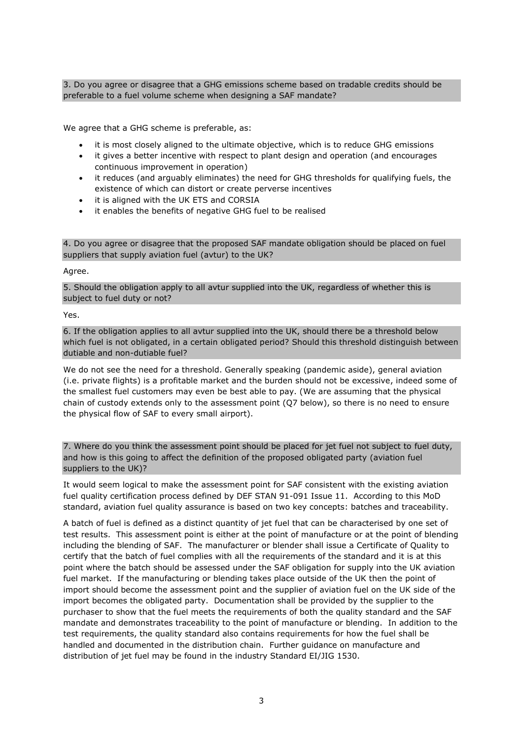**3. Do you agree or disagree that a GHG emissions scheme based on tradable credits should be preferable to a fuel volume scheme when designing a SAF mandate?**

We agree that a GHG scheme is preferable, as:

- it is most closely aligned to the ultimate objective, which is to reduce GHG emissions
- it gives a better incentive with respect to plant design and operation (and encourages continuous improvement in operation)
- it reduces (and arguably eliminates) the need for GHG thresholds for qualifying fuels, the existence of which can distort or create perverse incentives
- it is aligned with the UK ETS and CORSIA
- it enables the benefits of negative GHG fuel to be realised

**4. Do you agree or disagree that the proposed SAF mandate obligation should be placed on fuel suppliers that supply aviation fuel (avtur) to the UK?**

Agree.

**5. Should the obligation apply to all avtur supplied into the UK, regardless of whether this is subject to fuel duty or not?**

Yes.

**6. If the obligation applies to all avtur supplied into the UK, should there be a threshold below which fuel is not obligated, in a certain obligated period? Should this threshold distinguish between dutiable and non-dutiable fuel?**

We do not see the need for a threshold. Generally speaking (pandemic aside), general aviation (i.e. private flights) is a profitable market and the burden should not be excessive, indeed some of the smallest fuel customers may even be best able to pay. (We are assuming that the physical chain of custody extends only to the assessment point (Q7 below), so there is no need to ensure the physical flow of SAF to every small airport).

**7. Where do you think the assessment point should be placed for jet fuel not subject to fuel duty, and how is this going to affect the definition of the proposed obligated party (aviation fuel suppliers to the UK)?**

It would seem logical to make the assessment point for SAF consistent with the existing aviation fuel quality certification process defined by DEF STAN 91-091 Issue 11. According to this MoD standard, aviation fuel quality assurance is based on two key concepts: batches and traceability.

A batch of fuel is defined as a distinct quantity of jet fuel that can be characterised by one set of test results. This assessment point is either at the point of manufacture or at the point of blending including the blending of SAF. The manufacturer or blender shall issue a Certificate of Quality to certify that the batch of fuel complies with all the requirements of the standard and it is at this point where the batch should be assessed under the SAF obligation for supply into the UK aviation fuel market. If the manufacturing or blending takes place outside of the UK then the point of import should become the assessment point and the supplier of aviation fuel on the UK side of the import becomes the obligated party. Documentation shall be provided by the supplier to the purchaser to show that the fuel meets the requirements of both the quality standard and the SAF mandate and demonstrates traceability to the point of manufacture or blending. In addition to the test requirements, the quality standard also contains requirements for how the fuel shall be handled and documented in the distribution chain. Further guidance on manufacture and distribution of jet fuel may be found in the industry Standard EI/JIG 1530.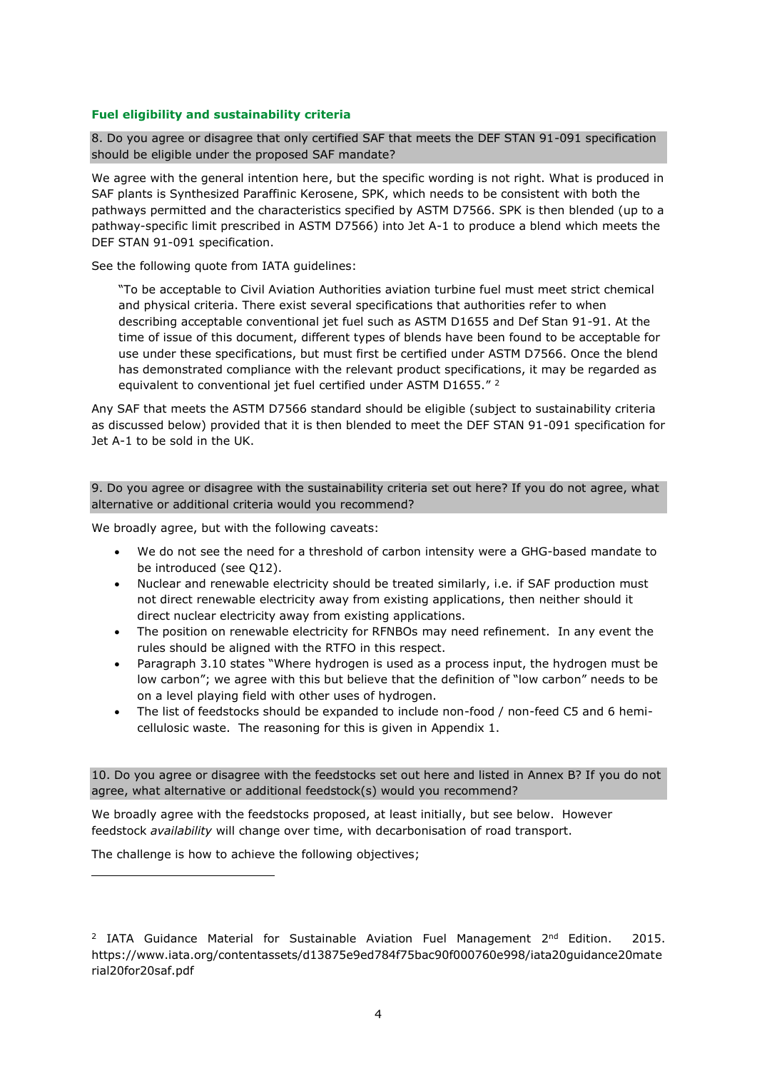### Fuel eligibility and sustainability criteria

**8. Do you agree or disagree that only certified SAF that meets the DEF STAN 91-091 specification should be eligible under the proposed SAF mandate?**

We agree with the general intention here, but the specific wording is not right. What is produced in SAF plants is Synthesized Paraffinic Kerosene, SPK, which needs to be consistent with both the pathways permitted and the characteristics specified by ASTM D7566. SPK is then blended (up to a pathway-specific limit prescribed in ASTM D7566) into Jet A-1 to produce a blend which meets the DEF STAN 91-091 specification.

See the following quote from IATA guidelines:

> "To be acceptable to Civil Aviation Authorities aviation turbine fuel must meet strict chemical and physical criteria. There exist several specifications that authorities refer to when describing acceptable conventional jet fuel such as ASTM D1655 and Def Stan 91-91. At the time of issue of this document, different types of blends have been found to be acceptable for use under these specifications, but must first be certified under ASTM D7566. Once the blend has demonstrated compliance with the relevant product specifications, it may be regarded as equivalent to conventional jet fuel certified under ASTM D1655." [2]

Any SAF that meets the ASTM D7566 standard should be eligible (subject to sustainability criteria as discussed below) provided that it is then blended to meet the DEF STAN 91-091 specification for Jet A-1 to be sold in the UK.

**9. Do you agree or disagree with the sustainability criteria set out here? If you do not agree, what alternative or additional criteria would you recommend?**

We broadly agree, but with the following caveats:

- We do not see the need for a threshold of carbon intensity were a GHG-based mandate to be introduced (see Q12).
- Nuclear and renewable electricity should be treated similarly, i.e. if SAF production must not direct renewable electricity away from existing applications, then neither should it direct nuclear electricity away from existing applications.
- The position on renewable electricity for RFNBOs may need refinement. In any event the rules should be aligned with the RTFO in this respect.
- Paragraph 3.10 states "Where hydrogen is used as a process input, the hydrogen must be low carbon"; we agree with this but believe that the definition of "low carbon" needs to be on a level playing field with other uses of hydrogen.
- The list of feedstocks should be expanded to include non-food / non-feed C5 and 6 hemi-cellulosic waste. The reasoning for this is given in Appendix 1.

**10. Do you agree or disagree with the feedstocks set out here and listed in Annex B? If you do not agree, what alternative or additional feedstock(s) would you recommend?**

We broadly agree with the feedstocks proposed, at least initially, but see below. However feedstock *availability* will change over time, with decarbonisation of road transport.

The challenge is how to achieve the following objectives;

---

[2] IATA Guidance Material for Sustainable Aviation Fuel Management 2nd Edition. 2015. https://www.iata.org/contentassets/d13875e9ed784f75bac90f000760e998/iata20guidance20material20for20saf.pdf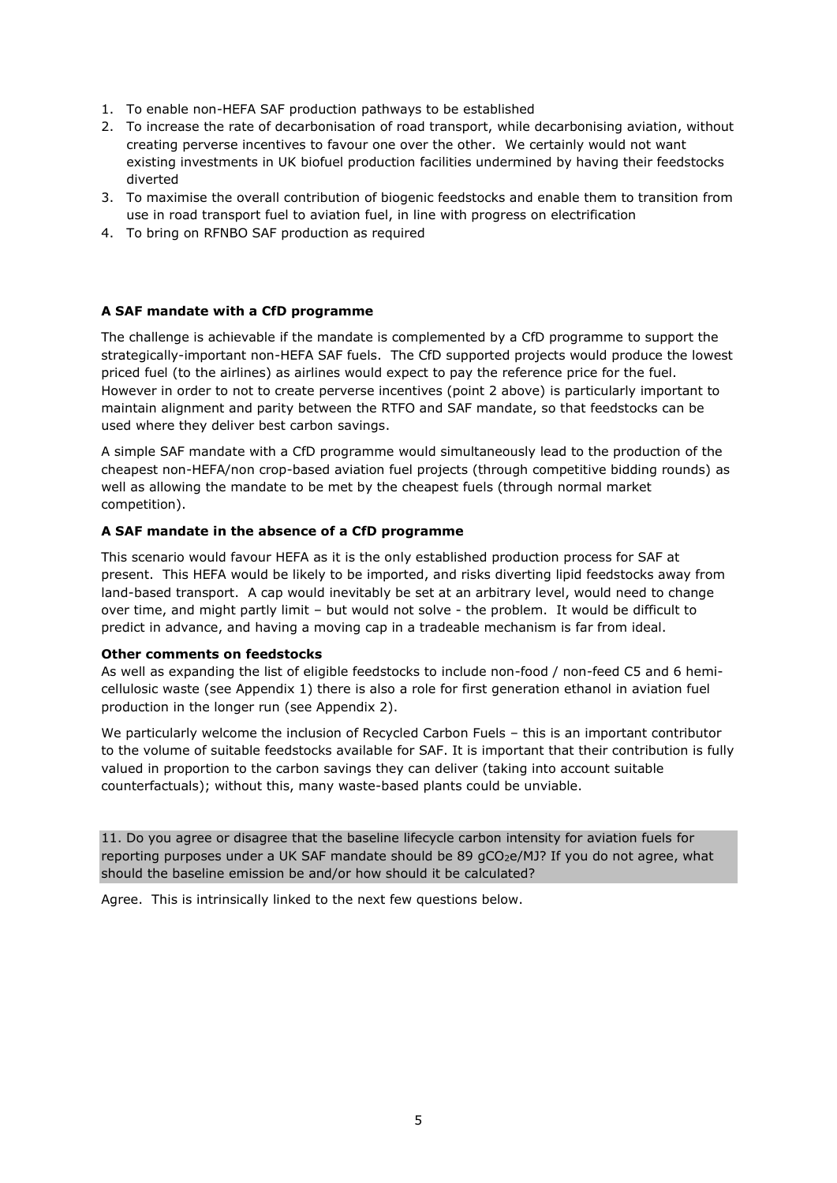1. To enable non-HEFA SAF production pathways to be established
2. To increase the rate of decarbonisation of road transport, while decarbonising aviation, without creating perverse incentives to favour one over the other. We certainly would not want existing investments in UK biofuel production facilities undermined by having their feedstocks diverted
3. To maximise the overall contribution of biogenic feedstocks and enable them to transition from use in road transport fuel to aviation fuel, in line with progress on electrification
4. To bring on RFNBO SAF production as required

**A SAF mandate with a CfD programme**

The challenge is achievable if the mandate is complemented by a CfD programme to support the strategically-important non-HEFA SAF fuels. The CfD supported projects would produce the lowest priced fuel (to the airlines) as airlines would expect to pay the reference price for the fuel. However in order to not to create perverse incentives (point 2 above) is particularly important to maintain alignment and parity between the RTFO and SAF mandate, so that feedstocks can be used where they deliver best carbon savings.

A simple SAF mandate with a CfD programme would simultaneously lead to the production of the cheapest non-HEFA/non crop-based aviation fuel projects (through competitive bidding rounds) as well as allowing the mandate to be met by the cheapest fuels (through normal market competition).

**A SAF mandate in the absence of a CfD programme**

This scenario would favour HEFA as it is the only established production process for SAF at present. This HEFA would be likely to be imported, and risks diverting lipid feedstocks away from land-based transport. A cap would inevitably be set at an arbitrary level, would need to change over time, and might partly limit – but would not solve - the problem. It would be difficult to predict in advance, and having a moving cap in a tradeable mechanism is far from ideal.

**Other comments on feedstocks**

As well as expanding the list of eligible feedstocks to include non-food / non-feed C5 and 6 hemi-cellulosic waste (see Appendix 1) there is also a role for first generation ethanol in aviation fuel production in the longer run (see Appendix 2).

We particularly welcome the inclusion of Recycled Carbon Fuels – this is an important contributor to the volume of suitable feedstocks available for SAF. It is important that their contribution is fully valued in proportion to the carbon savings they can deliver (taking into account suitable counterfactuals); without this, many waste-based plants could be unviable.

11. Do you agree or disagree that the baseline lifecycle carbon intensity for aviation fuels for reporting purposes under a UK SAF mandate should be 89 $gCO_2e/MJ$? If you do not agree, what should the baseline emission be and/or how should it be calculated?

Agree. This is intrinsically linked to the next few questions below.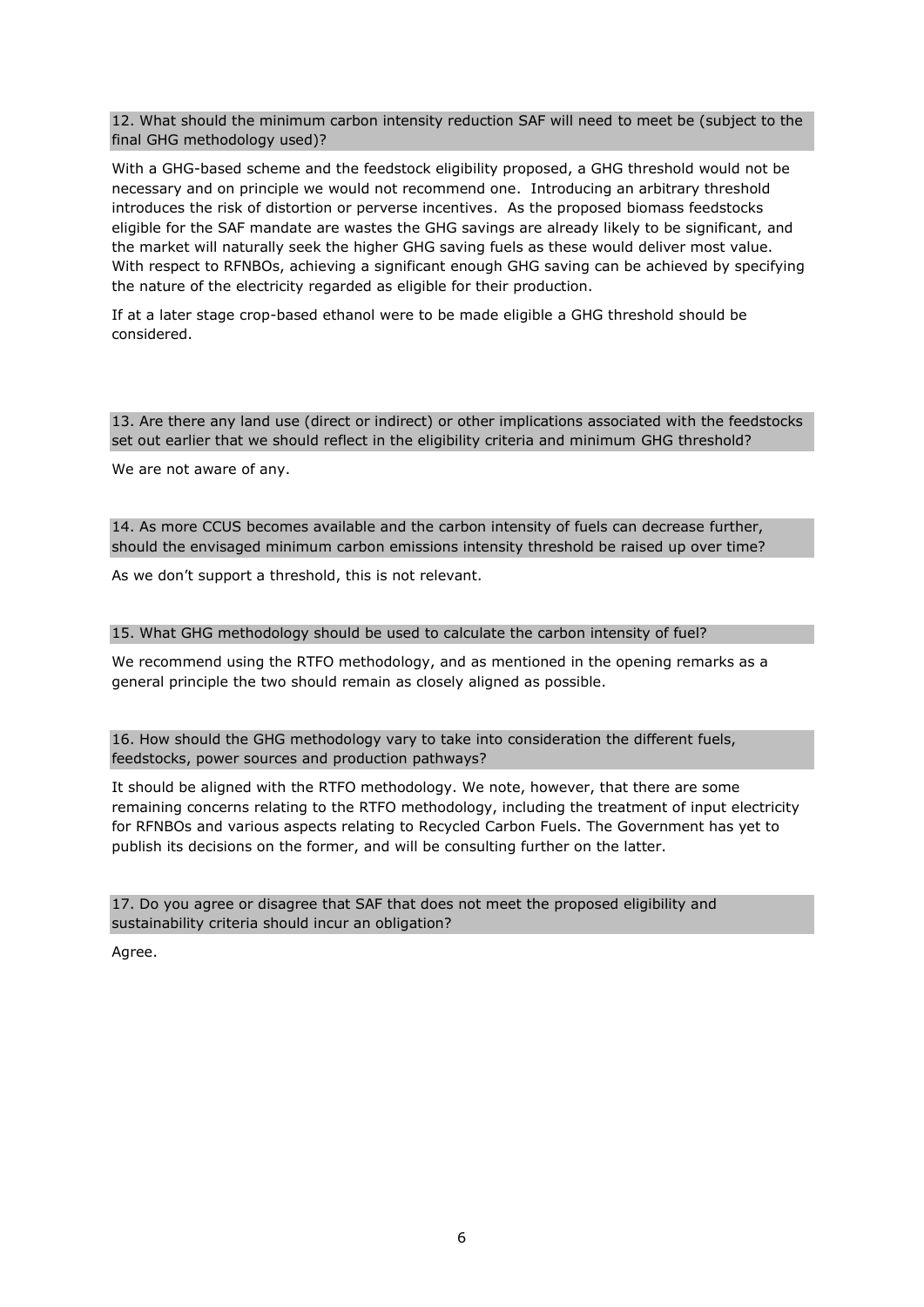**12. What should the minimum carbon intensity reduction SAF will need to meet be (subject to the final GHG methodology used)?**

With a GHG-based scheme and the feedstock eligibility proposed, a GHG threshold would not be necessary and on principle we would not recommend one. Introducing an arbitrary threshold introduces the risk of distortion or perverse incentives. As the proposed biomass feedstocks eligible for the SAF mandate are wastes the GHG savings are already likely to be significant, and the market will naturally seek the higher GHG saving fuels as these would deliver most value. With respect to RFNBOs, achieving a significant enough GHG saving can be achieved by specifying the nature of the electricity regarded as eligible for their production.

If at a later stage crop-based ethanol were to be made eligible a GHG threshold should be considered.

**13. Are there any land use (direct or indirect) or other implications associated with the feedstocks set out earlier that we should reflect in the eligibility criteria and minimum GHG threshold?**

We are not aware of any.

**14. As more CCUS becomes available and the carbon intensity of fuels can decrease further, should the envisaged minimum carbon emissions intensity threshold be raised up over time?**

As we don't support a threshold, this is not relevant.

**15. What GHG methodology should be used to calculate the carbon intensity of fuel?**

We recommend using the RTFO methodology, and as mentioned in the opening remarks as a general principle the two should remain as closely aligned as possible.

**16. How should the GHG methodology vary to take into consideration the different fuels, feedstocks, power sources and production pathways?**

It should be aligned with the RTFO methodology. We note, however, that there are some remaining concerns relating to the RTFO methodology, including the treatment of input electricity for RFNBOs and various aspects relating to Recycled Carbon Fuels. The Government has yet to publish its decisions on the former, and will be consulting further on the latter.

**17. Do you agree or disagree that SAF that does not meet the proposed eligibility and sustainability criteria should incur an obligation?**

Agree.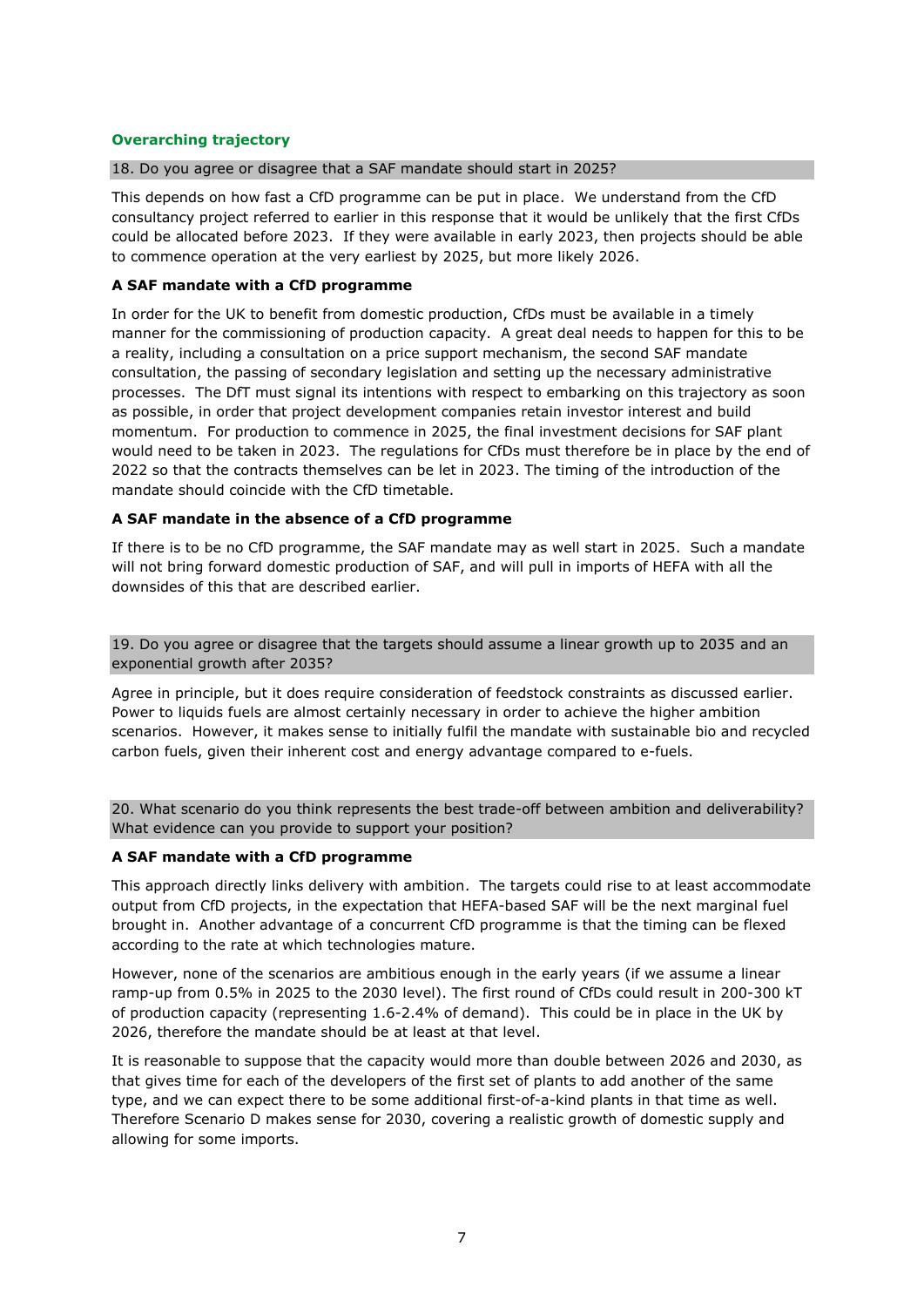## Overarching trajectory

18. Do you agree or disagree that a SAF mandate should start in 2025?

This depends on how fast a CfD programme can be put in place. We understand from the CfD consultancy project referred to earlier in this response that it would be unlikely that the first CfDs could be allocated before 2023. If they were available in early 2023, then projects should be able to commence operation at the very earliest by 2025, but more likely 2026.

**A SAF mandate with a CfD programme**

In order for the UK to benefit from domestic production, CfDs must be available in a timely manner for the commissioning of production capacity. A great deal needs to happen for this to be a reality, including a consultation on a price support mechanism, the second SAF mandate consultation, the passing of secondary legislation and setting up the necessary administrative processes. The DfT must signal its intentions with respect to embarking on this trajectory as soon as possible, in order that project development companies retain investor interest and build momentum. For production to commence in 2025, the final investment decisions for SAF plant would need to be taken in 2023. The regulations for CfDs must therefore be in place by the end of 2022 so that the contracts themselves can be let in 2023. The timing of the introduction of the mandate should coincide with the CfD timetable.

**A SAF mandate in the absence of a CfD programme**

If there is to be no CfD programme, the SAF mandate may as well start in 2025. Such a mandate will not bring forward domestic production of SAF, and will pull in imports of HEFA with all the downsides of this that are described earlier.

19. Do you agree or disagree that the targets should assume a linear growth up to 2035 and an exponential growth after 2035?

Agree in principle, but it does require consideration of feedstock constraints as discussed earlier. Power to liquids fuels are almost certainly necessary in order to achieve the higher ambition scenarios. However, it makes sense to initially fulfil the mandate with sustainable bio and recycled carbon fuels, given their inherent cost and energy advantage compared to e-fuels.

20. What scenario do you think represents the best trade-off between ambition and deliverability? What evidence can you provide to support your position?

**A SAF mandate with a CfD programme**

This approach directly links delivery with ambition. The targets could rise to at least accommodate output from CfD projects, in the expectation that HEFA-based SAF will be the next marginal fuel brought in. Another advantage of a concurrent CfD programme is that the timing can be flexed according to the rate at which technologies mature.

However, none of the scenarios are ambitious enough in the early years (if we assume a linear ramp-up from 0.5% in 2025 to the 2030 level). The first round of CfDs could result in 200-300 kT of production capacity (representing 1.6-2.4% of demand). This could be in place in the UK by 2026, therefore the mandate should be at least at that level.

It is reasonable to suppose that the capacity would more than double between 2026 and 2030, as that gives time for each of the developers of the first set of plants to add another of the same type, and we can expect there to be some additional first-of-a-kind plants in that time as well. Therefore Scenario D makes sense for 2030, covering a realistic growth of domestic supply and allowing for some imports.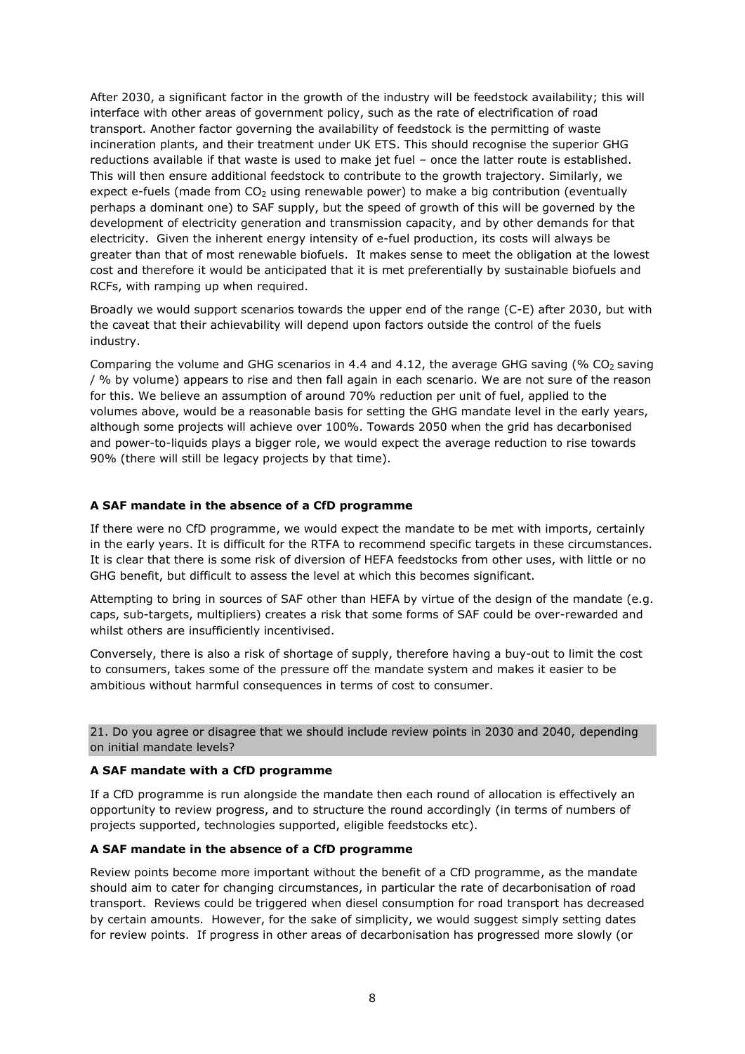After 2030, a significant factor in the growth of the industry will be feedstock availability; this will interface with other areas of government policy, such as the rate of electrification of road transport. Another factor governing the availability of feedstock is the permitting of waste incineration plants, and their treatment under UK ETS. This should recognise the superior GHG reductions available if that waste is used to make jet fuel – once the latter route is established. This will then ensure additional feedstock to contribute to the growth trajectory. Similarly, we expect e-fuels (made from $CO_2$ using renewable power) to make a big contribution (eventually perhaps a dominant one) to SAF supply, but the speed of growth of this will be governed by the development of electricity generation and transmission capacity, and by other demands for that electricity. Given the inherent energy intensity of e-fuel production, its costs will always be greater than that of most renewable biofuels. It makes sense to meet the obligation at the lowest cost and therefore it would be anticipated that it is met preferentially by sustainable biofuels and RCFs, with ramping up when required.

Broadly we would support scenarios towards the upper end of the range (C-E) after 2030, but with the caveat that their achievability will depend upon factors outside the control of the fuels industry.

Comparing the volume and GHG scenarios in 4.4 and 4.12, the average GHG saving (% $CO_2$ saving / % by volume) appears to rise and then fall again in each scenario. We are not sure of the reason for this. We believe an assumption of around 70% reduction per unit of fuel, applied to the volumes above, would be a reasonable basis for setting the GHG mandate level in the early years, although some projects will achieve over 100%. Towards 2050 when the grid has decarbonised and power-to-liquids plays a bigger role, we would expect the average reduction to rise towards 90% (there will still be legacy projects by that time).

**A SAF mandate in the absence of a CfD programme**

If there were no CfD programme, we would expect the mandate to be met with imports, certainly in the early years. It is difficult for the RTFA to recommend specific targets in these circumstances. It is clear that there is some risk of diversion of HEFA feedstocks from other uses, with little or no GHG benefit, but difficult to assess the level at which this becomes significant.

Attempting to bring in sources of SAF other than HEFA by virtue of the design of the mandate (e.g. caps, sub-targets, multipliers) creates a risk that some forms of SAF could be over-rewarded and whilst others are insufficiently incentivised.

Conversely, there is also a risk of shortage of supply, therefore having a buy-out to limit the cost to consumers, takes some of the pressure off the mandate system and makes it easier to be ambitious without harmful consequences in terms of cost to consumer.

21. Do you agree or disagree that we should include review points in 2030 and 2040, depending on initial mandate levels?

**A SAF mandate with a CfD programme**

If a CfD programme is run alongside the mandate then each round of allocation is effectively an opportunity to review progress, and to structure the round accordingly (in terms of numbers of projects supported, technologies supported, eligible feedstocks etc).

**A SAF mandate in the absence of a CfD programme**

Review points become more important without the benefit of a CfD programme, as the mandate should aim to cater for changing circumstances, in particular the rate of decarbonisation of road transport. Reviews could be triggered when diesel consumption for road transport has decreased by certain amounts. However, for the sake of simplicity, we would suggest simply setting dates for review points. If progress in other areas of decarbonisation has progressed more slowly (or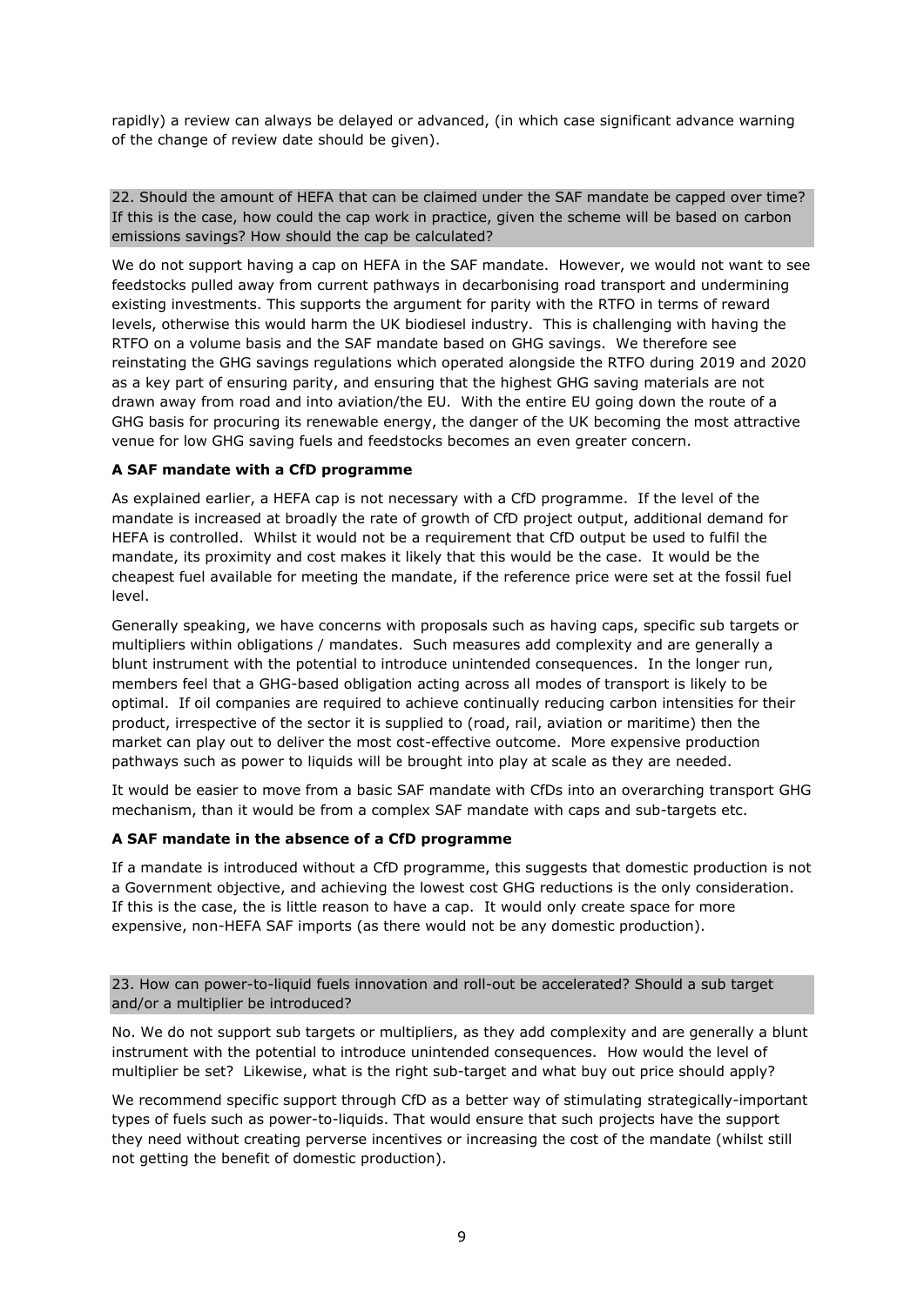rapidly) a review can always be delayed or advanced, (in which case significant advance warning of the change of review date should be given).

22. Should the amount of HEFA that can be claimed under the SAF mandate be capped over time? If this is the case, how could the cap work in practice, given the scheme will be based on carbon emissions savings? How should the cap be calculated?

We do not support having a cap on HEFA in the SAF mandate. However, we would not want to see feedstocks pulled away from current pathways in decarbonising road transport and undermining existing investments. This supports the argument for parity with the RTFO in terms of reward levels, otherwise this would harm the UK biodiesel industry. This is challenging with having the RTFO on a volume basis and the SAF mandate based on GHG savings. We therefore see reinstating the GHG savings regulations which operated alongside the RTFO during 2019 and 2020 as a key part of ensuring parity, and ensuring that the highest GHG saving materials are not drawn away from road and into aviation/the EU. With the entire EU going down the route of a GHG basis for procuring its renewable energy, the danger of the UK becoming the most attractive venue for low GHG saving fuels and feedstocks becomes an even greater concern.

**A SAF mandate with a CfD programme**

As explained earlier, a HEFA cap is not necessary with a CfD programme. If the level of the mandate is increased at broadly the rate of growth of CfD project output, additional demand for HEFA is controlled. Whilst it would not be a requirement that CfD output be used to fulfil the mandate, its proximity and cost makes it likely that this would be the case. It would be the cheapest fuel available for meeting the mandate, if the reference price were set at the fossil fuel level.

Generally speaking, we have concerns with proposals such as having caps, specific sub targets or multipliers within obligations / mandates. Such measures add complexity and are generally a blunt instrument with the potential to introduce unintended consequences. In the longer run, members feel that a GHG-based obligation acting across all modes of transport is likely to be optimal. If oil companies are required to achieve continually reducing carbon intensities for their product, irrespective of the sector it is supplied to (road, rail, aviation or maritime) then the market can play out to deliver the most cost-effective outcome. More expensive production pathways such as power to liquids will be brought into play at scale as they are needed.

It would be easier to move from a basic SAF mandate with CfDs into an overarching transport GHG mechanism, than it would be from a complex SAF mandate with caps and sub-targets etc.

**A SAF mandate in the absence of a CfD programme**

If a mandate is introduced without a CfD programme, this suggests that domestic production is not a Government objective, and achieving the lowest cost GHG reductions is the only consideration. If this is the case, the is little reason to have a cap. It would only create space for more expensive, non-HEFA SAF imports (as there would not be any domestic production).

23. How can power-to-liquid fuels innovation and roll-out be accelerated? Should a sub target and/or a multiplier be introduced?

No. We do not support sub targets or multipliers, as they add complexity and are generally a blunt instrument with the potential to introduce unintended consequences. How would the level of multiplier be set? Likewise, what is the right sub-target and what buy out price should apply?

We recommend specific support through CfD as a better way of stimulating strategically-important types of fuels such as power-to-liquids. That would ensure that such projects have the support they need without creating perverse incentives or increasing the cost of the mandate (whilst still not getting the benefit of domestic production).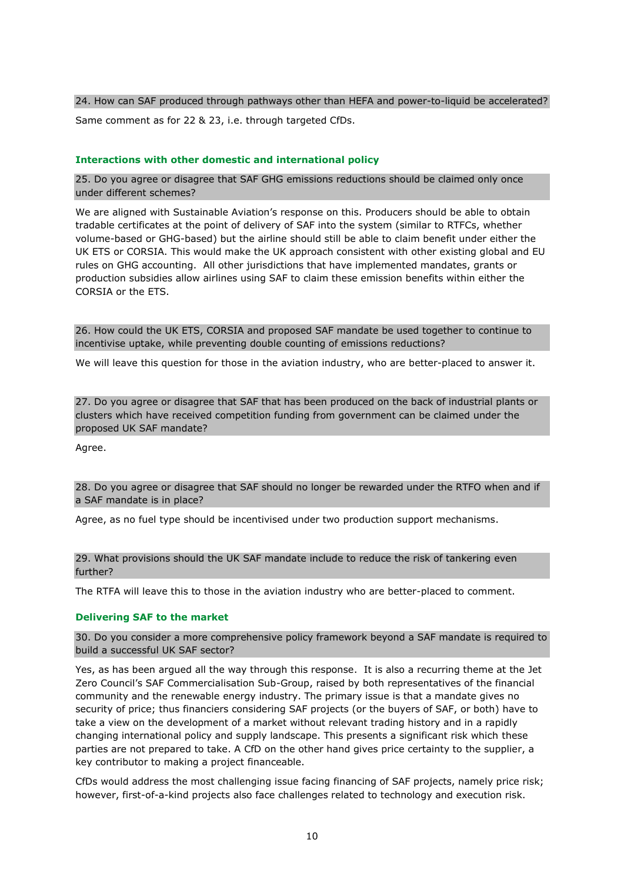**24. How can SAF produced through pathways other than HEFA and power-to-liquid be accelerated?**

Same comment as for 22 & 23, i.e. through targeted CfDs.

### Interactions with other domestic and international policy

**25. Do you agree or disagree that SAF GHG emissions reductions should be claimed only once under different schemes?**

We are aligned with Sustainable Aviation's response on this. Producers should be able to obtain tradable certificates at the point of delivery of SAF into the system (similar to RTFCs, whether volume-based or GHG-based) but the airline should still be able to claim benefit under either the UK ETS or CORSIA. This would make the UK approach consistent with other existing global and EU rules on GHG accounting. All other jurisdictions that have implemented mandates, grants or production subsidies allow airlines using SAF to claim these emission benefits within either the CORSIA or the ETS.

**26. How could the UK ETS, CORSIA and proposed SAF mandate be used together to continue to incentivise uptake, while preventing double counting of emissions reductions?**

We will leave this question for those in the aviation industry, who are better-placed to answer it.

**27. Do you agree or disagree that SAF that has been produced on the back of industrial plants or clusters which have received competition funding from government can be claimed under the proposed UK SAF mandate?**

Agree.

**28. Do you agree or disagree that SAF should no longer be rewarded under the RTFO when and if a SAF mandate is in place?**

Agree, as no fuel type should be incentivised under two production support mechanisms.

**29. What provisions should the UK SAF mandate include to reduce the risk of tankering even further?**

The RTFA will leave this to those in the aviation industry who are better-placed to comment.

### Delivering SAF to the market

**30. Do you consider a more comprehensive policy framework beyond a SAF mandate is required to build a successful UK SAF sector?**

Yes, as has been argued all the way through this response. It is also a recurring theme at the Jet Zero Council's SAF Commercialisation Sub-Group, raised by both representatives of the financial community and the renewable energy industry. The primary issue is that a mandate gives no security of price; thus financiers considering SAF projects (or the buyers of SAF, or both) have to take a view on the development of a market without relevant trading history and in a rapidly changing international policy and supply landscape. This presents a significant risk which these parties are not prepared to take. A CfD on the other hand gives price certainty to the supplier, a key contributor to making a project financeable.

CfDs would address the most challenging issue facing financing of SAF projects, namely price risk; however, first-of-a-kind projects also face challenges related to technology and execution risk.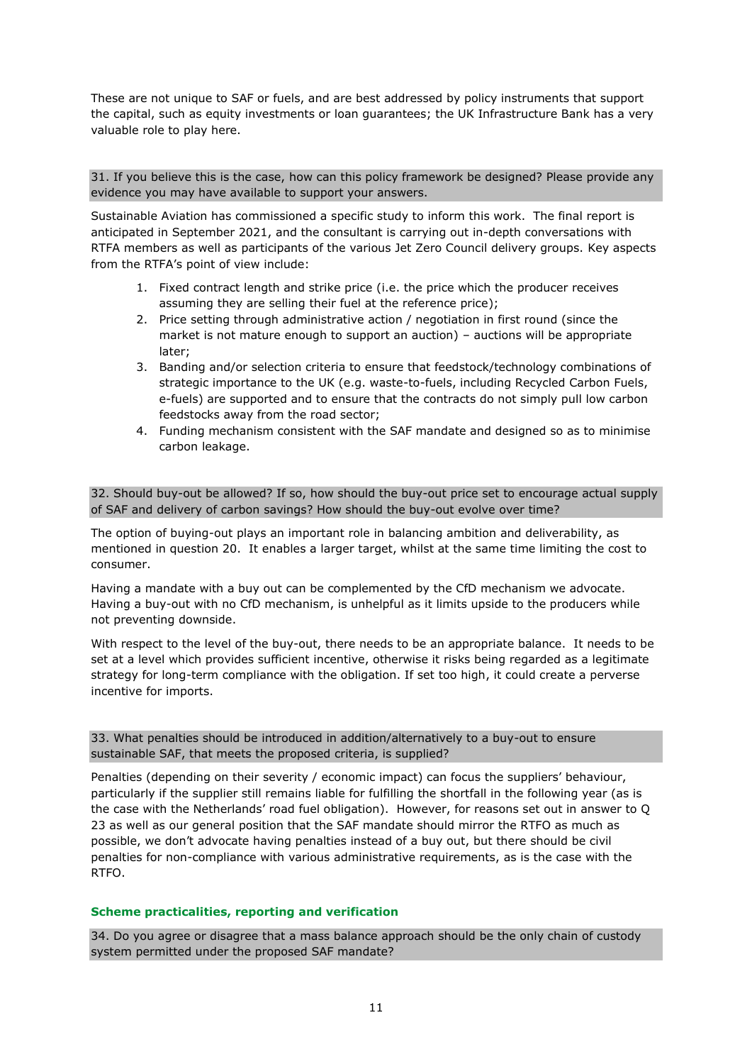These are not unique to SAF or fuels, and are best addressed by policy instruments that support the capital, such as equity investments or loan guarantees; the UK Infrastructure Bank has a very valuable role to play here.

**31. If you believe this is the case, how can this policy framework be designed? Please provide any evidence you may have available to support your answers.**

Sustainable Aviation has commissioned a specific study to inform this work. The final report is anticipated in September 2021, and the consultant is carrying out in-depth conversations with RTFA members as well as participants of the various Jet Zero Council delivery groups. Key aspects from the RTFA's point of view include:

1. Fixed contract length and strike price (i.e. the price which the producer receives assuming they are selling their fuel at the reference price);
2. Price setting through administrative action / negotiation in first round (since the market is not mature enough to support an auction) – auctions will be appropriate later;
3. Banding and/or selection criteria to ensure that feedstock/technology combinations of strategic importance to the UK (e.g. waste-to-fuels, including Recycled Carbon Fuels, e-fuels) are supported and to ensure that the contracts do not simply pull low carbon feedstocks away from the road sector;
4. Funding mechanism consistent with the SAF mandate and designed so as to minimise carbon leakage.

**32. Should buy-out be allowed? If so, how should the buy-out price set to encourage actual supply of SAF and delivery of carbon savings? How should the buy-out evolve over time?**

The option of buying-out plays an important role in balancing ambition and deliverability, as mentioned in question 20. It enables a larger target, whilst at the same time limiting the cost to consumer.

Having a mandate with a buy out can be complemented by the CfD mechanism we advocate. Having a buy-out with no CfD mechanism, is unhelpful as it limits upside to the producers while not preventing downside.

With respect to the level of the buy-out, there needs to be an appropriate balance. It needs to be set at a level which provides sufficient incentive, otherwise it risks being regarded as a legitimate strategy for long-term compliance with the obligation. If set too high, it could create a perverse incentive for imports.

**33. What penalties should be introduced in addition/alternatively to a buy-out to ensure sustainable SAF, that meets the proposed criteria, is supplied?**

Penalties (depending on their severity / economic impact) can focus the suppliers' behaviour, particularly if the supplier still remains liable for fulfilling the shortfall in the following year (as is the case with the Netherlands' road fuel obligation). However, for reasons set out in answer to Q 23 as well as our general position that the SAF mandate should mirror the RTFO as much as possible, we don't advocate having penalties instead of a buy out, but there should be civil penalties for non-compliance with various administrative requirements, as is the case with the RTFO.

## Scheme practicalities, reporting and verification

**34. Do you agree or disagree that a mass balance approach should be the only chain of custody system permitted under the proposed SAF mandate?**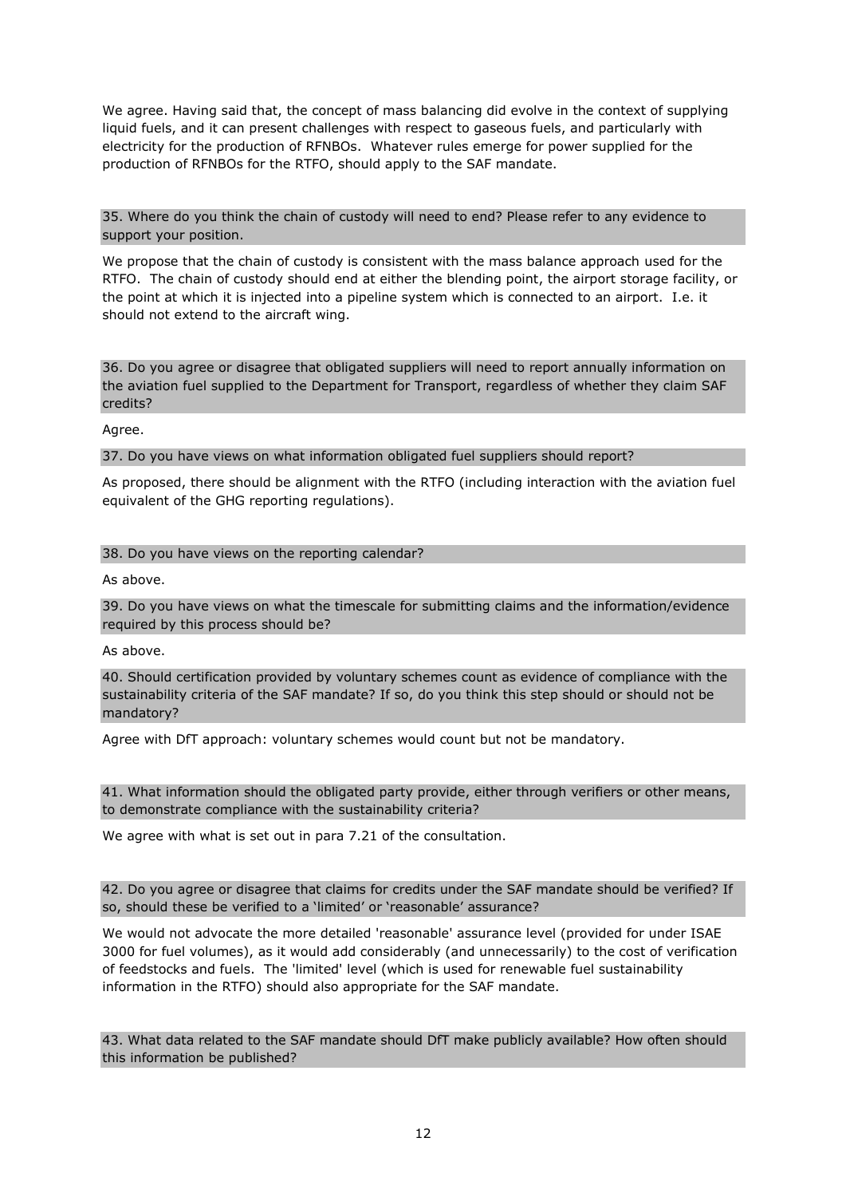We agree. Having said that, the concept of mass balancing did evolve in the context of supplying liquid fuels, and it can present challenges with respect to gaseous fuels, and particularly with electricity for the production of RFNBOs. Whatever rules emerge for power supplied for the production of RFNBOs for the RTFO, should apply to the SAF mandate.

**35. Where do you think the chain of custody will need to end? Please refer to any evidence to support your position.**

We propose that the chain of custody is consistent with the mass balance approach used for the RTFO. The chain of custody should end at either the blending point, the airport storage facility, or the point at which it is injected into a pipeline system which is connected to an airport. I.e. it should not extend to the aircraft wing.

**36. Do you agree or disagree that obligated suppliers will need to report annually information on the aviation fuel supplied to the Department for Transport, regardless of whether they claim SAF credits?**

Agree.

**37. Do you have views on what information obligated fuel suppliers should report?**

As proposed, there should be alignment with the RTFO (including interaction with the aviation fuel equivalent of the GHG reporting regulations).

**38. Do you have views on the reporting calendar?**

As above.

**39. Do you have views on what the timescale for submitting claims and the information/evidence required by this process should be?**

As above.

**40. Should certification provided by voluntary schemes count as evidence of compliance with the sustainability criteria of the SAF mandate? If so, do you think this step should or should not be mandatory?**

Agree with DfT approach: voluntary schemes would count but not be mandatory.

**41. What information should the obligated party provide, either through verifiers or other means, to demonstrate compliance with the sustainability criteria?**

We agree with what is set out in para 7.21 of the consultation.

**42. Do you agree or disagree that claims for credits under the SAF mandate should be verified? If so, should these be verified to a 'limited' or 'reasonable' assurance?**

We would not advocate the more detailed 'reasonable' assurance level (provided for under ISAE 3000 for fuel volumes), as it would add considerably (and unnecessarily) to the cost of verification of feedstocks and fuels. The 'limited' level (which is used for renewable fuel sustainability information in the RTFO) should also appropriate for the SAF mandate.

**43. What data related to the SAF mandate should DfT make publicly available? How often should this information be published?**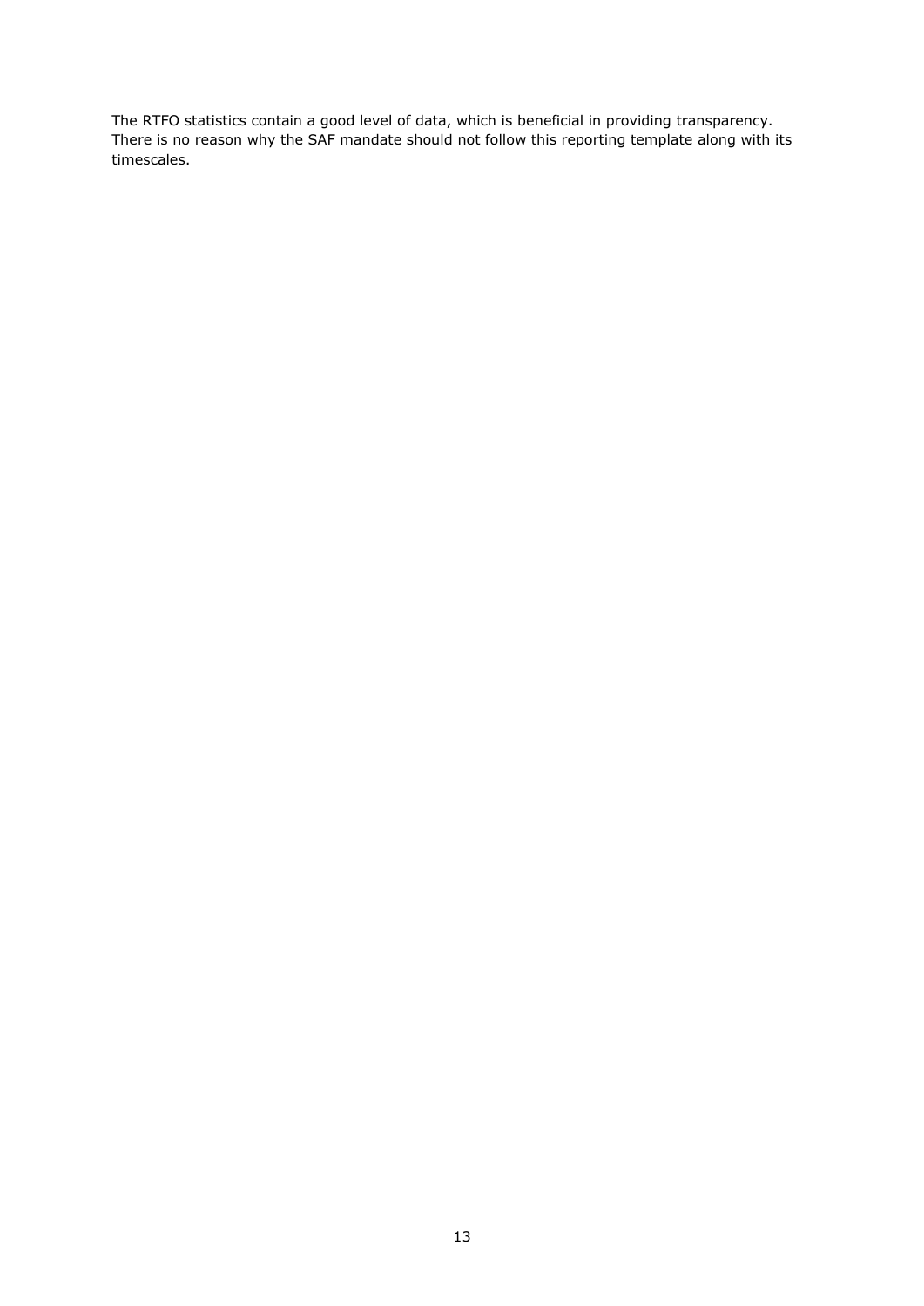The RTFO statistics contain a good level of data, which is beneficial in providing transparency. There is no reason why the SAF mandate should not follow this reporting template along with its timescales.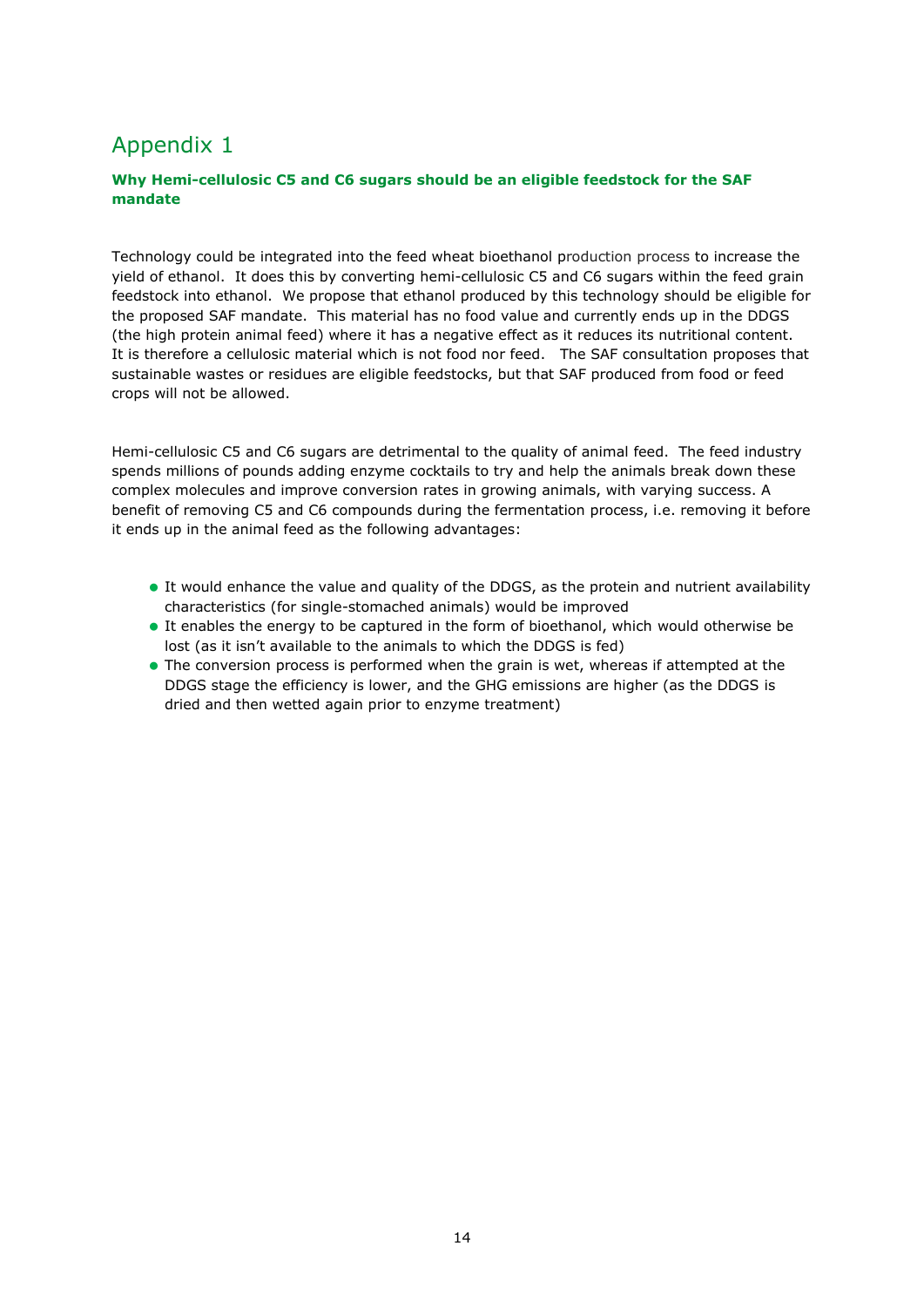# Appendix 1

**Why Hemi-cellulosic C5 and C6 sugars should be an eligible feedstock for the SAF mandate**

Technology could be integrated into the feed wheat bioethanol production process to increase the yield of ethanol. It does this by converting hemi-cellulosic C5 and C6 sugars within the feed grain feedstock into ethanol. We propose that ethanol produced by this technology should be eligible for the proposed SAF mandate. This material has no food value and currently ends up in the DDGS (the high protein animal feed) where it has a negative effect as it reduces its nutritional content. It is therefore a cellulosic material which is not food nor feed. The SAF consultation proposes that sustainable wastes or residues are eligible feedstocks, but that SAF produced from food or feed crops will not be allowed.

Hemi-cellulosic C5 and C6 sugars are detrimental to the quality of animal feed. The feed industry spends millions of pounds adding enzyme cocktails to try and help the animals break down these complex molecules and improve conversion rates in growing animals, with varying success. A benefit of removing C5 and C6 compounds during the fermentation process, i.e. removing it before it ends up in the animal feed as the following advantages:

- It would enhance the value and quality of the DDGS, as the protein and nutrient availability characteristics (for single-stomached animals) would be improved
- It enables the energy to be captured in the form of bioethanol, which would otherwise be lost (as it isn't available to the animals to which the DDGS is fed)
- The conversion process is performed when the grain is wet, whereas if attempted at the DDGS stage the efficiency is lower, and the GHG emissions are higher (as the DDGS is dried and then wetted again prior to enzyme treatment)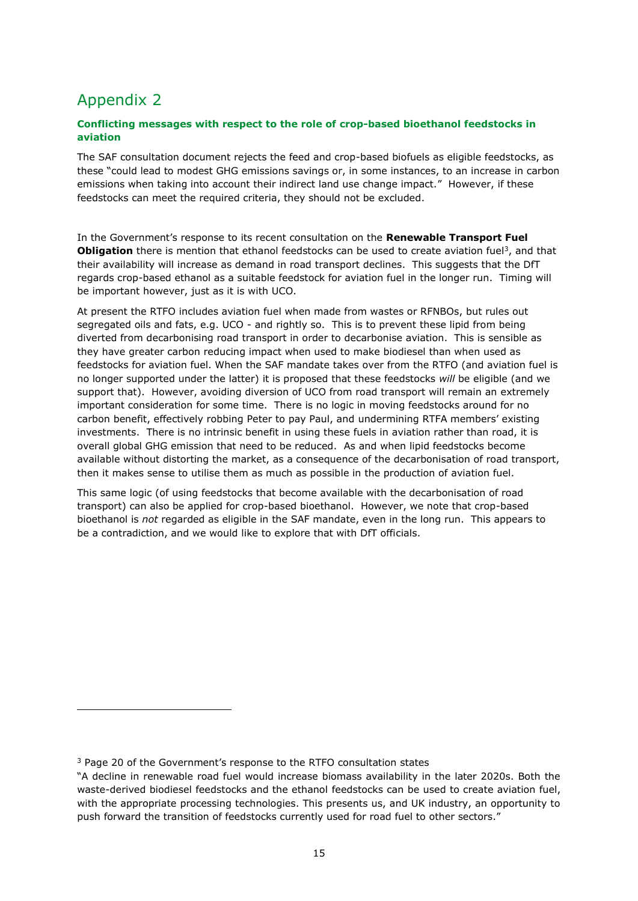# Appendix 2

**Conflicting messages with respect to the role of crop-based bioethanol feedstocks in aviation**

The SAF consultation document rejects the feed and crop-based biofuels as eligible feedstocks, as these "could lead to modest GHG emissions savings or, in some instances, to an increase in carbon emissions when taking into account their indirect land use change impact." However, if these feedstocks can meet the required criteria, they should not be excluded.

In the Government's response to its recent consultation on the **Renewable Transport Fuel Obligation** there is mention that ethanol feedstocks can be used to create aviation fuel[3], and that their availability will increase as demand in road transport declines. This suggests that the DfT regards crop-based ethanol as a suitable feedstock for aviation fuel in the longer run. Timing will be important however, just as it is with UCO.

At present the RTFO includes aviation fuel when made from wastes or RFNBOs, but rules out segregated oils and fats, e.g. UCO - and rightly so. This is to prevent these lipid from being diverted from decarbonising road transport in order to decarbonise aviation. This is sensible as they have greater carbon reducing impact when used to make biodiesel than when used as feedstocks for aviation fuel. When the SAF mandate takes over from the RTFO (and aviation fuel is no longer supported under the latter) it is proposed that these feedstocks *will* be eligible (and we support that). However, avoiding diversion of UCO from road transport will remain an extremely important consideration for some time. There is no logic in moving feedstocks around for no carbon benefit, effectively robbing Peter to pay Paul, and undermining RTFA members' existing investments. There is no intrinsic benefit in using these fuels in aviation rather than road, it is overall global GHG emission that need to be reduced. As and when lipid feedstocks become available without distorting the market, as a consequence of the decarbonisation of road transport, then it makes sense to utilise them as much as possible in the production of aviation fuel.

This same logic (of using feedstocks that become available with the decarbonisation of road transport) can also be applied for crop-based bioethanol. However, we note that crop-based bioethanol is *not* regarded as eligible in the SAF mandate, even in the long run. This appears to be a contradiction, and we would like to explore that with DfT officials.

---

[3] Page 20 of the Government's response to the RTFO consultation states
"A decline in renewable road fuel would increase biomass availability in the later 2020s. Both the waste-derived biodiesel feedstocks and the ethanol feedstocks can be used to create aviation fuel, with the appropriate processing technologies. This presents us, and UK industry, an opportunity to push forward the transition of feedstocks currently used for road fuel to other sectors."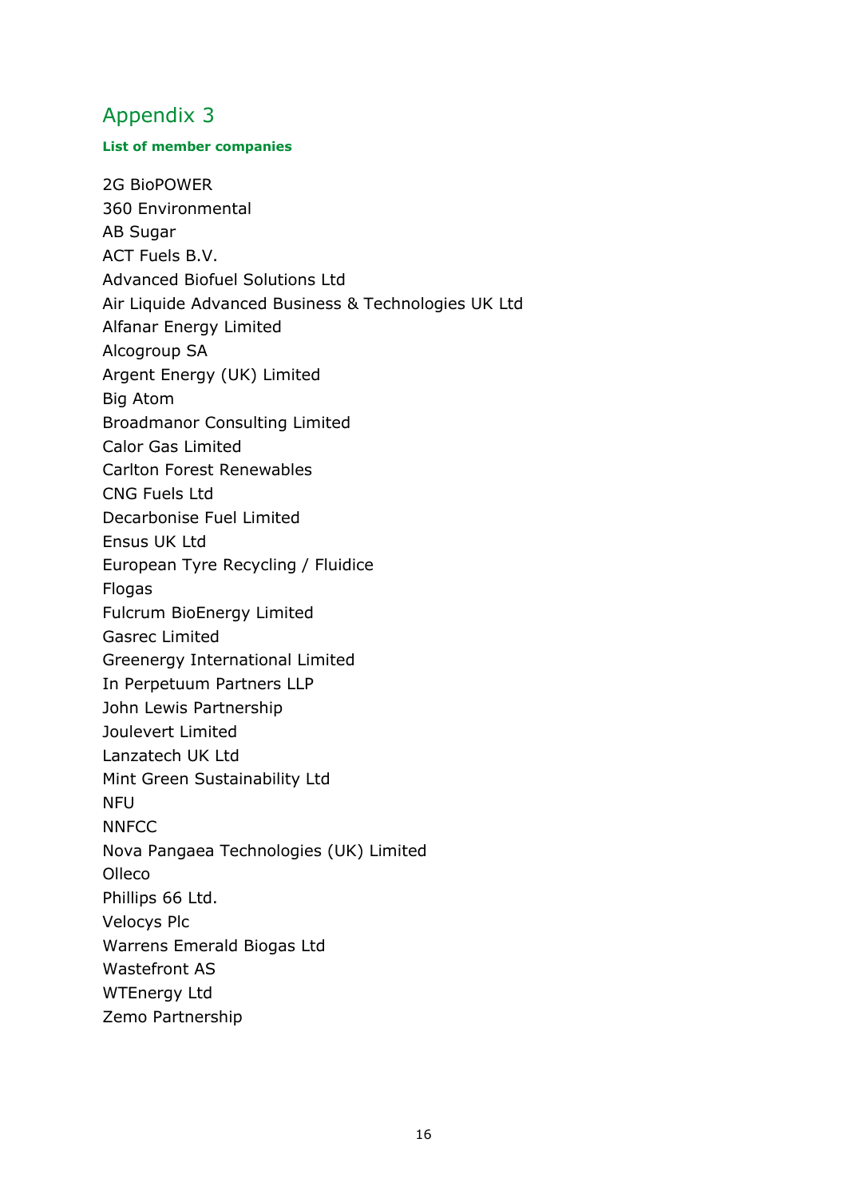# Appendix 3

**List of member companies**

2G BioPOWER  
360 Environmental  
AB Sugar  
ACT Fuels B.V.  
Advanced Biofuel Solutions Ltd  
Air Liquide Advanced Business & Technologies UK Ltd  
Alfanar Energy Limited  
Alcogroup SA  
Argent Energy (UK) Limited  
Big Atom  
Broadmanor Consulting Limited  
Calor Gas Limited  
Carlton Forest Renewables  
CNG Fuels Ltd  
Decarbonise Fuel Limited  
Ensus UK Ltd  
European Tyre Recycling / Fluidice  
Flogas  
Fulcrum BioEnergy Limited  
Gasrec Limited  
Greenergy International Limited  
In Perpetuum Partners LLP  
John Lewis Partnership  
Joulevert Limited  
Lanzatech UK Ltd  
Mint Green Sustainability Ltd  
NFU  
NNFCC  
Nova Pangaea Technologies (UK) Limited  
Olleco  
Phillips 66 Ltd.  
Velocys Plc  
Warrens Emerald Biogas Ltd  
Wastefront AS  
WTEnergy Ltd  
Zemo Partnership